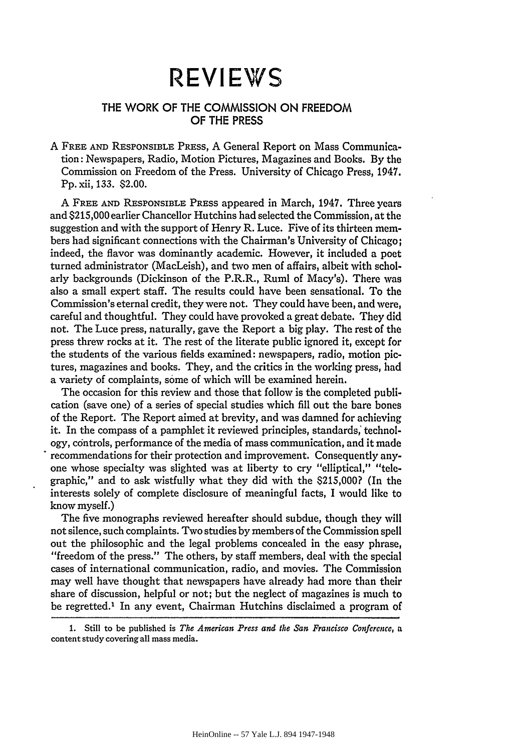# REVIEWS

## THE WORK OF THE COMMISSION ON FREEDOM OF THE PRESS

A FREE AND RESPONSIBLE PRESS, A General Report on Mass Communication: Newspapers, Radio, Motion Pictures, Magazines and Books. By the Commission on Freedom of the Press. University of Chicago Press, 1947. Pp. xii, 133. $2.00.

A FREE AND RESPONSIBLE PRESS appeared in March, 1947. Three years and $215,000 earlier Chancellor Hutchins had selected the Commission, at the suggestion and with the support of Henry R. Luce. Five of its thirteen members had significant connections with the Chairman's University of Chicago; indeed, the flavor was dominantly academic. However, it included a poet turned administrator (MacLeish), and two men of affairs, albeit with scholarly backgrounds (Dickinson of the P.R.R., Ruml of Macy's). There was also a small expert staff. The results could have been sensational. To the Commission's eternal credit, they were not. They could have been, and were, careful and thoughtful. They could have provoked a great debate. They did not. The Luce press, naturally, gave the Report a big play. The rest of the press threw rocks at it. The rest of the literate public ignored it, except for the students of the various fields examined: newspapers, radio, motion pictures, magazines and books. They, and the critics in the working press, had a variety of complaints, some of which will be examined herein.

The occasion for this review and those that follow is the completed publication (save one) of a series of special studies which fill out the bare bones of the Report. The Report aimed at brevity, and was damned for achieving it. In the compass of a pamphlet it reviewed principles, standards, technology, controls, performance of the media of mass communication, and it made recommendations for their protection and improvement. Consequently anyone whose specialty was slighted was at liberty to cry "elliptical," "telegraphic," and to ask wistfully what they did with the $215,000? (In the interests solely of complete disclosure of meaningful facts, I would like to know myself.)

The five monographs reviewed hereafter should subdue, though they will not silence, such complaints. Two studies by members of the Commission spell out the philosophic and the legal problems concealed in the easy phrase, "freedom of the press." The others, by staff members, deal with the special cases of international communication, radio, and movies. The Commission may well have thought that newspapers have already had more than their share of discussion, helpful or not; but the neglect of magazines is much to be regretted.[1] In any event, Chairman Hutchins disclaimed a program of

1. Still to be published is *The American Press and the San Francisco Conference*, a content study covering all mass media.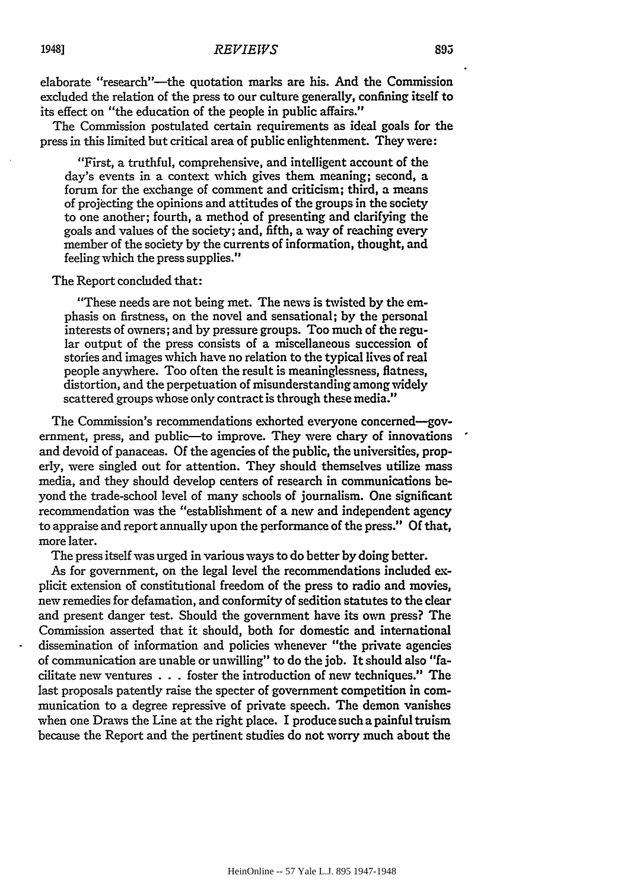elaborate "research"—the quotation marks are his. And the Commission excluded the relation of the press to our culture generally, confining itself to its effect on "the education of the people in public affairs."

The Commission postulated certain requirements as ideal goals for the press in this limited but critical area of public enlightenment. They were:

> "First, a truthful, comprehensive, and intelligent account of the day's events in a context which gives them meaning; second, a forum for the exchange of comment and criticism; third, a means of projecting the opinions and attitudes of the groups in the society to one another; fourth, a method of presenting and clarifying the goals and values of the society; and, fifth, a way of reaching every member of the society by the currents of information, thought, and feeling which the press supplies."

The Report concluded that:

> "These needs are not being met. The news is twisted by the emphasis on firstness, on the novel and sensational; by the personal interests of owners; and by pressure groups. Too much of the regular output of the press consists of a miscellaneous succession of stories and images which have no relation to the typical lives of real people anywhere. Too often the result is meaninglessness, flatness, distortion, and the perpetuation of misunderstanding among widely scattered groups whose only contract is through these media."

The Commission's recommendations exhorted everyone concerned—government, press, and public—to improve. They were chary of innovations and devoid of panaceas. Of the agencies of the public, the universities, properly, were singled out for attention. They should themselves utilize mass media, and they should develop centers of research in communications beyond the trade-school level of many schools of journalism. One significant recommendation was the "establishment of a new and independent agency to appraise and report annually upon the performance of the press." Of that, more later.

The press itself was urged in various ways to do better by doing better.

As for government, on the legal level the recommendations included explicit extension of constitutional freedom of the press to radio and movies, new remedies for defamation, and conformity of sedition statutes to the clear and present danger test. Should the government have its own press? The Commission asserted that it should, both for domestic and international dissemination of information and policies whenever "the private agencies of communication are unable or unwilling" to do the job. It should also "facilitate new ventures . . . foster the introduction of new techniques." The last proposals patently raise the specter of government competition in communication to a degree repressive of private speech. The demon vanishes when one Draws the Line at the right place. I produce such a painful truism because the Report and the pertinent studies do not worry much about the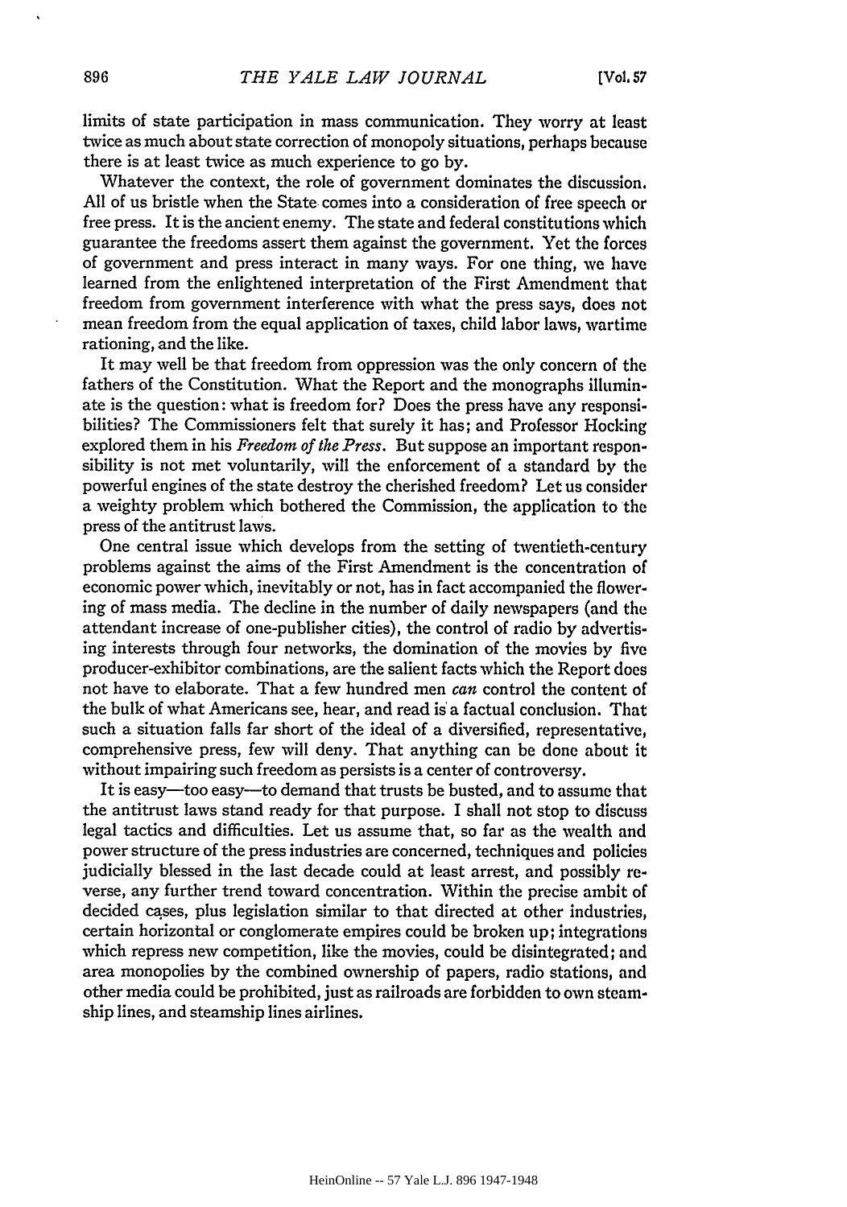limits of state participation in mass communication. They worry at least twice as much about state correction of monopoly situations, perhaps because there is at least twice as much experience to go by.

Whatever the context, the role of government dominates the discussion. All of us bristle when the State comes into a consideration of free speech or free press. It is the ancient enemy. The state and federal constitutions which guarantee the freedoms assert them against the government. Yet the forces of government and press interact in many ways. For one thing, we have learned from the enlightened interpretation of the First Amendment that freedom from government interference with what the press says, does not mean freedom from the equal application of taxes, child labor laws, wartime rationing, and the like.

It may well be that freedom from oppression was the only concern of the fathers of the Constitution. What the Report and the monographs illuminate is the question: what is freedom for? Does the press have any responsibilities? The Commissioners felt that surely it has; and Professor Hocking explored them in his *Freedom of the Press*. But suppose an important responsibility is not met voluntarily, will the enforcement of a standard by the powerful engines of the state destroy the cherished freedom? Let us consider a weighty problem which bothered the Commission, the application to the press of the antitrust laws.

One central issue which develops from the setting of twentieth-century problems against the aims of the First Amendment is the concentration of economic power which, inevitably or not, has in fact accompanied the flowering of mass media. The decline in the number of daily newspapers (and the attendant increase of one-publisher cities), the control of radio by advertising interests through four networks, the domination of the movies by five producer-exhibitor combinations, are the salient facts which the Report does not have to elaborate. That a few hundred men *can* control the content of the bulk of what Americans see, hear, and read is a factual conclusion. That such a situation falls far short of the ideal of a diversified, representative, comprehensive press, few will deny. That anything can be done about it without impairing such freedom as persists is a center of controversy.

It is easy—too easy—to demand that trusts be busted, and to assume that the antitrust laws stand ready for that purpose. I shall not stop to discuss legal tactics and difficulties. Let us assume that, so far as the wealth and power structure of the press industries are concerned, techniques and policies judicially blessed in the last decade could at least arrest, and possibly reverse, any further trend toward concentration. Within the precise ambit of decided cases, plus legislation similar to that directed at other industries, certain horizontal or conglomerate empires could be broken up; integrations which repress new competition, like the movies, could be disintegrated; and area monopolies by the combined ownership of papers, radio stations, and other media could be prohibited, just as railroads are forbidden to own steamship lines, and steamship lines airlines.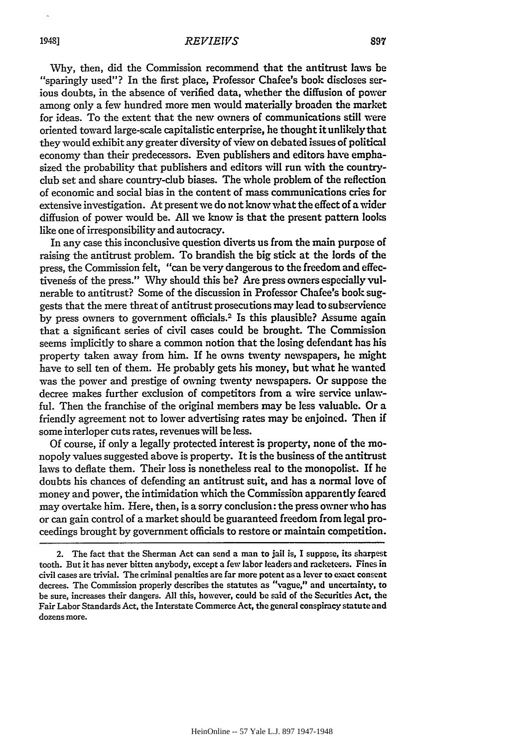Why, then, did the Commission recommend that the antitrust laws be "sparingly used"? In the first place, Professor Chafee's book discloses serious doubts, in the absence of verified data, whether the diffusion of power among only a few hundred more men would materially broaden the market for ideas. To the extent that the new owners of communications still were oriented toward large-scale capitalistic enterprise, he thought it unlikely that they would exhibit any greater diversity of view on debated issues of political economy than their predecessors. Even publishers and editors have emphasized the probability that publishers and editors will run with the country-club set and share country-club biases. The whole problem of the reflection of economic and social bias in the content of mass communications cries for extensive investigation. At present we do not know what the effect of a wider diffusion of power would be. All we know is that the present pattern looks like one of irresponsibility and autocracy.

In any case this inconclusive question diverts us from the main purpose of raising the antitrust problem. To brandish the big stick at the lords of the press, the Commission felt, "can be very dangerous to the freedom and effectiveness of the press." Why should this be? Are press owners especially vulnerable to antitrust? Some of the discussion in Professor Chafee's book suggests that the mere threat of antitrust prosecutions may lead to subservience by press owners to government officials.[2] Is this plausible? Assume again that a significant series of civil cases could be brought. The Commission seems implicitly to share a common notion that the losing defendant has his property taken away from him. If he owns twenty newspapers, he might have to sell ten of them. He probably gets his money, but what he wanted was the power and prestige of owning twenty newspapers. Or suppose the decree makes further exclusion of competitors from a wire service unlawful. Then the franchise of the original members may be less valuable. Or a friendly agreement not to lower advertising rates may be enjoined. Then if some interloper cuts rates, revenues will be less.

Of course, if only a legally protected interest is property, none of the monopoly values suggested above is property. It is the business of the antitrust laws to deflate them. Their loss is nonetheless real to the monopolist. If he doubts his chances of defending an antitrust suit, and has a normal love of money and power, the intimidation which the Commission apparently feared may overtake him. Here, then, is a sorry conclusion: the press owner who has or can gain control of a market should be guaranteed freedom from legal proceedings brought by government officials to restore or maintain competition.

---

2. The fact that the Sherman Act can send a man to jail is, I suppose, its sharpest tooth. But it has never bitten anybody, except a few labor leaders and racketeers. Fines in civil cases are trivial. The criminal penalties are far more potent as a lever to exact consent decrees. The Commission properly describes the statutes as "vague," and uncertainty, to be sure, increases their dangers. All this, however, could be said of the Securities Act, the Fair Labor Standards Act, the Interstate Commerce Act, the general conspiracy statute and dozens more.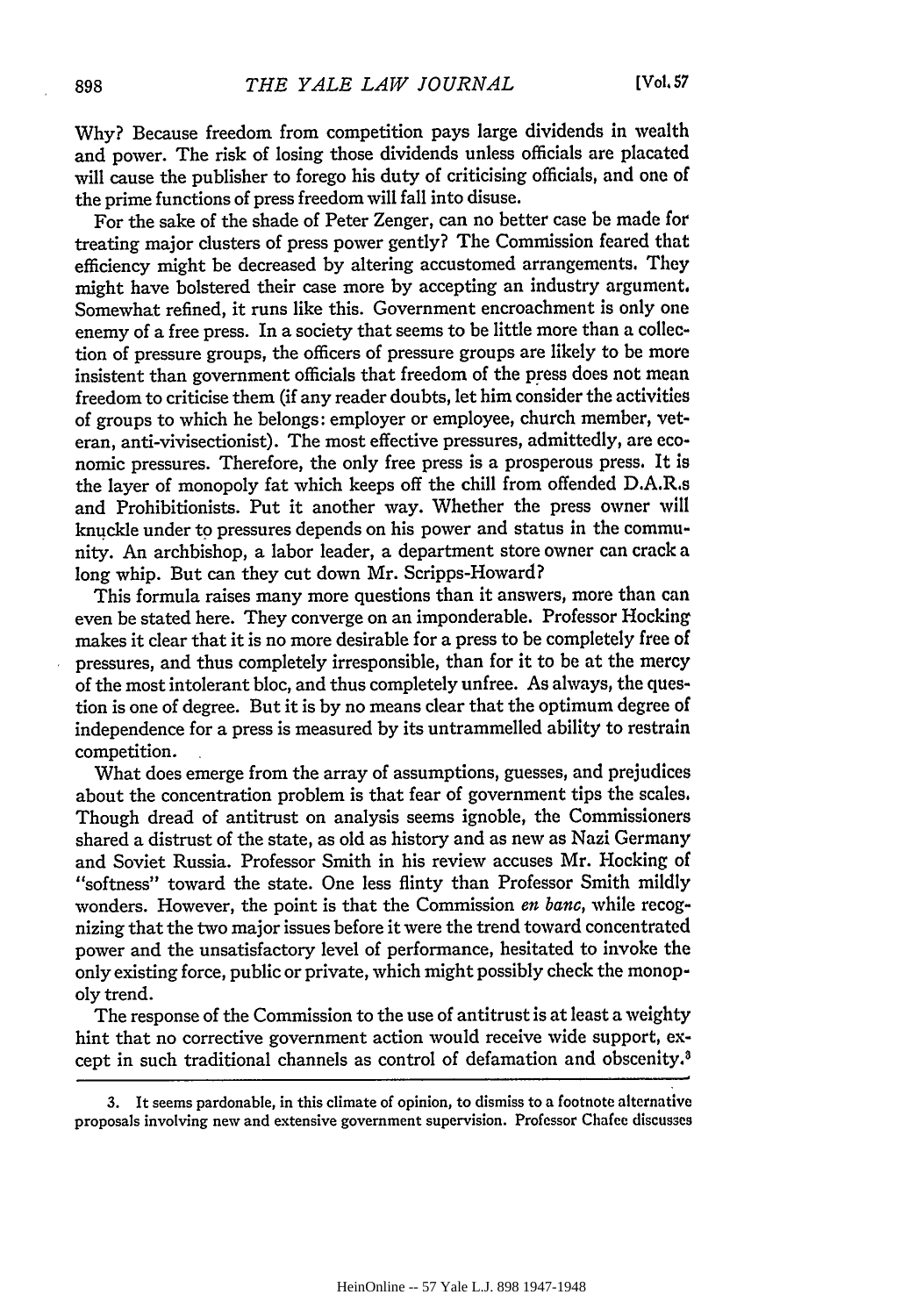Why? Because freedom from competition pays large dividends in wealth and power. The risk of losing those dividends unless officials are placated will cause the publisher to forego his duty of criticising officials, and one of the prime functions of press freedom will fall into disuse.

For the sake of the shade of Peter Zenger, can no better case be made for treating major clusters of press power gently? The Commission feared that efficiency might be decreased by altering accustomed arrangements. They might have bolstered their case more by accepting an industry argument. Somewhat refined, it runs like this. Government encroachment is only one enemy of a free press. In a society that seems to be little more than a collection of pressure groups, the officers of pressure groups are likely to be more insistent than government officials that freedom of the press does not mean freedom to criticise them (if any reader doubts, let him consider the activities of groups to which he belongs: employer or employee, church member, veteran, anti-vivisectionist). The most effective pressures, admittedly, are economic pressures. Therefore, the only free press is a prosperous press. It is the layer of monopoly fat which keeps off the chill from offended D.A.R.s and Prohibitionists. Put it another way. Whether the press owner will knuckle under to pressures depends on his power and status in the community. An archbishop, a labor leader, a department store owner can crack a long whip. But can they cut down Mr. Scripps-Howard?

This formula raises many more questions than it answers, more than can even be stated here. They converge on an imponderable. Professor Hocking makes it clear that it is no more desirable for a press to be completely free of pressures, and thus completely irresponsible, than for it to be at the mercy of the most intolerant bloc, and thus completely unfree. As always, the question is one of degree. But it is by no means clear that the optimum degree of independence for a press is measured by its untrammelled ability to restrain competition.

What does emerge from the array of assumptions, guesses, and prejudices about the concentration problem is that fear of government tips the scales. Though dread of antitrust on analysis seems ignoble, the Commissioners shared a distrust of the state, as old as history and as new as Nazi Germany and Soviet Russia. Professor Smith in his review accuses Mr. Hocking of "softness" toward the state. One less flinty than Professor Smith mildly wonders. However, the point is that the Commission *en banc*, while recognizing that the two major issues before it were the trend toward concentrated power and the unsatisfactory level of performance, hesitated to invoke the only existing force, public or private, which might possibly check the monopoly trend.

The response of the Commission to the use of antitrust is at least a weighty hint that no corrective government action would receive wide support, except in such traditional channels as control of defamation and obscenity.[3]

3. It seems pardonable, in this climate of opinion, to dismiss to a footnote alternative proposals involving new and extensive government supervision. Professor Chafee discusses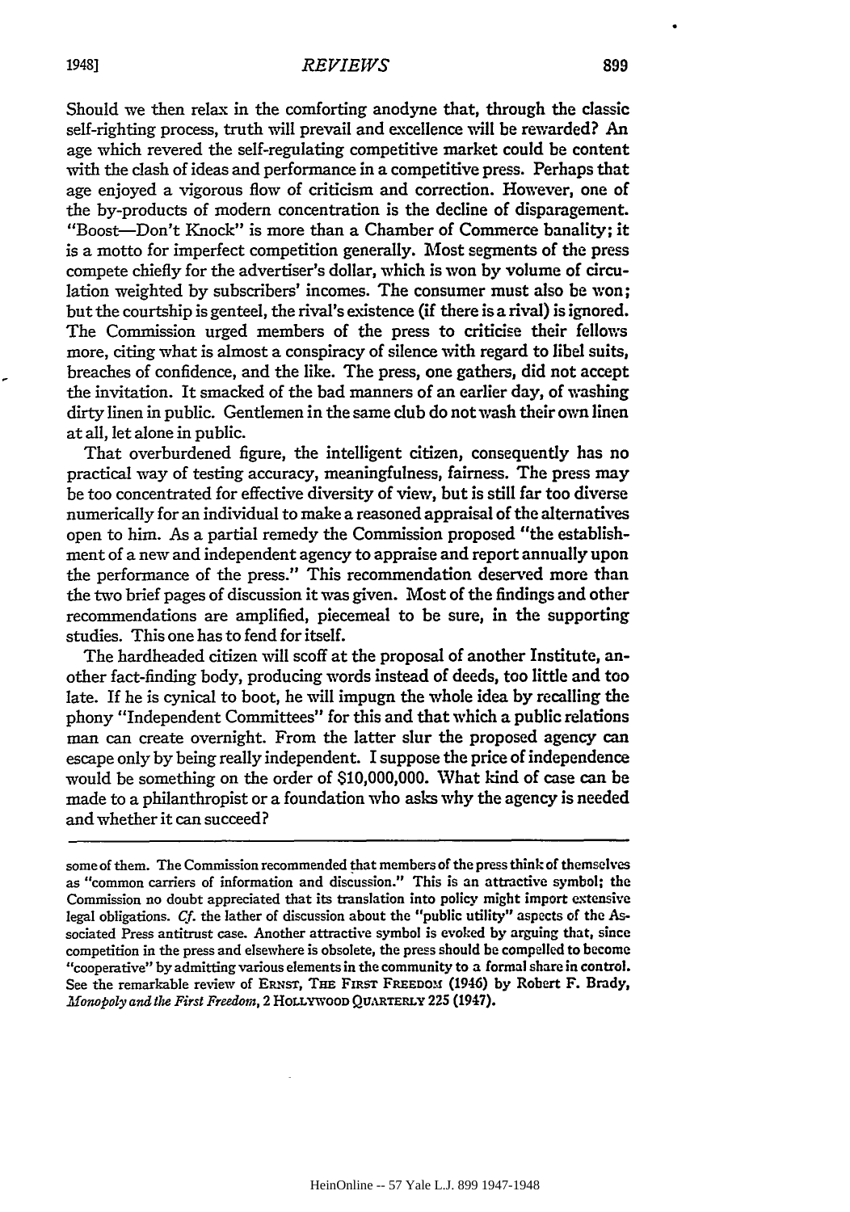Should we then relax in the comforting anodyne that, through the classic self-righting process, truth will prevail and excellence will be rewarded? An age which revered the self-regulating competitive market could be content with the clash of ideas and performance in a competitive press. Perhaps that age enjoyed a vigorous flow of criticism and correction. However, one of the by-products of modern concentration is the decline of disparagement. "Boost—Don't Knock" is more than a Chamber of Commerce banality; it is a motto for imperfect competition generally. Most segments of the press compete chiefly for the advertiser's dollar, which is won by volume of circulation weighted by subscribers' incomes. The consumer must also be won; but the courtship is genteel, the rival's existence (if there is a rival) is ignored. The Commission urged members of the press to criticise their fellows more, citing what is almost a conspiracy of silence with regard to libel suits, breaches of confidence, and the like. The press, one gathers, did not accept the invitation. It smacked of the bad manners of an earlier day, of washing dirty linen in public. Gentlemen in the same club do not wash their own linen at all, let alone in public.

That overburdened figure, the intelligent citizen, consequently has no practical way of testing accuracy, meaningfulness, fairness. The press may be too concentrated for effective diversity of view, but is still far too diverse numerically for an individual to make a reasoned appraisal of the alternatives open to him. As a partial remedy the Commission proposed "the establishment of a new and independent agency to appraise and report annually upon the performance of the press." This recommendation deserved more than the two brief pages of discussion it was given. Most of the findings and other recommendations are amplified, piecemeal to be sure, in the supporting studies. This one has to fend for itself.

The hardheaded citizen will scoff at the proposal of another Institute, another fact-finding body, producing words instead of deeds, too little and too late. If he is cynical to boot, he will impugn the whole idea by recalling the phony "Independent Committees" for this and that which a public relations man can create overnight. From the latter slur the proposed agency can escape only by being really independent. I suppose the price of independence would be something on the order of $10,000,000. What kind of case can be made to a philanthropist or a foundation who asks why the agency is needed and whether it can succeed?

---

some of them. The Commission recommended that members of the press think of themselves as "common carriers of information and discussion." This is an attractive symbol; the Commission no doubt appreciated that its translation into policy might import extensive legal obligations. *Cf.* the lather of discussion about the "public utility" aspects of the Associated Press antitrust case. Another attractive symbol is evoked by arguing that, since competition in the press and elsewhere is obsolete, the press should be compelled to become "cooperative" by admitting various elements in the community to a formal share in control. See the remarkable review of ERNST, THE FIRST FREEDOM (1946) by Robert F. Brady, *Monopoly and the First Freedom*, 2 HOLLYWOOD QUARTERLY 225 (1947).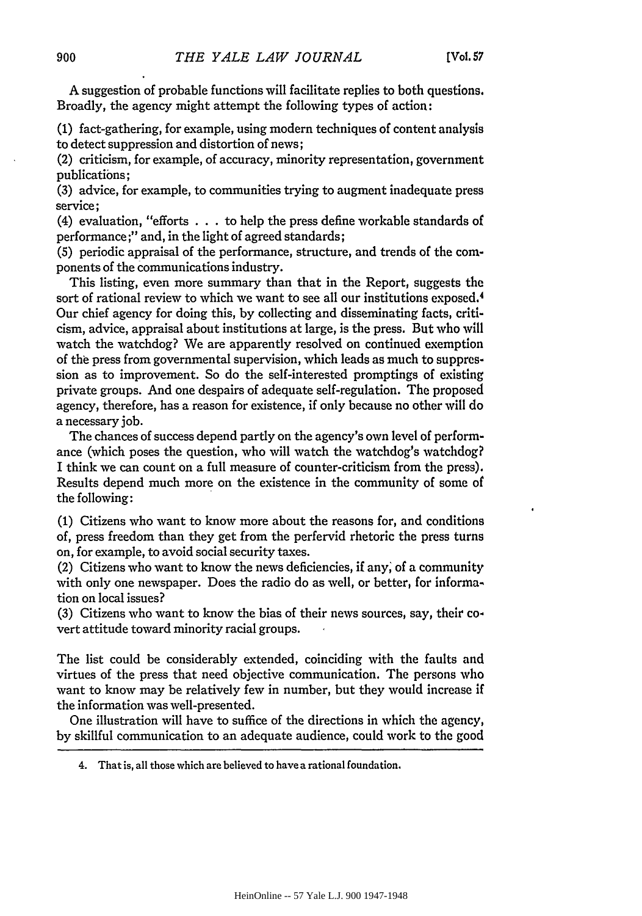A suggestion of probable functions will facilitate replies to both questions. Broadly, the agency might attempt the following types of action:

(1) fact-gathering, for example, using modern techniques of content analysis to detect suppression and distortion of news;

(2) criticism, for example, of accuracy, minority representation, government publications;

(3) advice, for example, to communities trying to augment inadequate press service;

(4) evaluation, "efforts . . . to help the press define workable standards of performance;" and, in the light of agreed standards;

(5) periodic appraisal of the performance, structure, and trends of the components of the communications industry.

This listing, even more summary than that in the Report, suggests the sort of rational review to which we want to see all our institutions exposed.[4] Our chief agency for doing this, by collecting and disseminating facts, criticism, advice, appraisal about institutions at large, is the press. But who will watch the watchdog? We are apparently resolved on continued exemption of the press from governmental supervision, which leads as much to suppression as to improvement. So do the self-interested promptings of existing private groups. And one despairs of adequate self-regulation. The proposed agency, therefore, has a reason for existence, if only because no other will do a necessary job.

The chances of success depend partly on the agency's own level of performance (which poses the question, who will watch the watchdog's watchdog? I think we can count on a full measure of counter-criticism from the press). Results depend much more on the existence in the community of some of the following:

(1) Citizens who want to know more about the reasons for, and conditions of, press freedom than they get from the perfervid rhetoric the press turns on, for example, to avoid social security taxes.

(2) Citizens who want to know the news deficiencies, if any, of a community with only one newspaper. Does the radio do as well, or better, for information on local issues?

(3) Citizens who want to know the bias of their news sources, say, their covert attitude toward minority racial groups.

The list could be considerably extended, coinciding with the faults and virtues of the press that need objective communication. The persons who want to know may be relatively few in number, but they would increase if the information was well-presented.

One illustration will have to suffice of the directions in which the agency, by skillful communication to an adequate audience, could work to the good

4. That is, all those which are believed to have a rational foundation.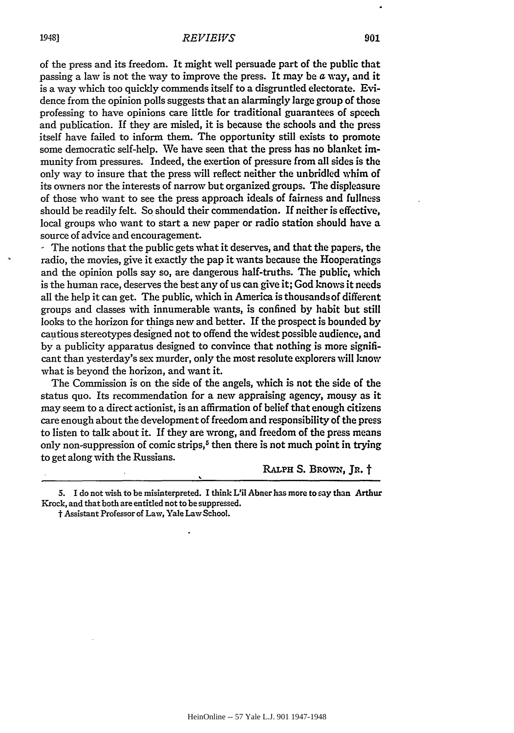of the press and its freedom. It might well persuade part of the public that passing a law is not the way to improve the press. It may be *a* way, and it is a way which too quickly commends itself to a disgruntled electorate. Evidence from the opinion polls suggests that an alarmingly large group of those professing to have opinions care little for traditional guarantees of speech and publication. If they are misled, it is because the schools and the press itself have failed to inform them. The opportunity still exists to promote some democratic self-help. We have seen that the press has no blanket immunity from pressures. Indeed, the exertion of pressure from all sides is the only way to insure that the press will reflect neither the unbridled whim of its owners nor the interests of narrow but organized groups. The displeasure of those who want to see the press approach ideals of fairness and fullness should be readily felt. So should their commendation. If neither is effective, local groups who want to start a new paper or radio station should have a source of advice and encouragement.

The notions that the public gets what it deserves, and that the papers, the radio, the movies, give it exactly the pap it wants because the Hooperatings and the opinion polls say so, are dangerous half-truths. The public, which is the human race, deserves the best any of us can give it; God knows it needs all the help it can get. The public, which in America is thousands of different groups and classes with innumerable wants, is confined by habit but still looks to the horizon for things new and better. If the prospect is bounded by cautious stereotypes designed not to offend the widest possible audience, and by a publicity apparatus designed to convince that nothing is more significant than yesterday's sex murder, only the most resolute explorers will know what is beyond the horizon, and want it.

The Commission is on the side of the angels, which is not the side of the status quo. Its recommendation for a new appraising agency, mousy as it may seem to a direct actionist, is an affirmation of belief that enough citizens care enough about the development of freedom and responsibility of the press to listen to talk about it. If they are wrong, and freedom of the press means only non-suppression of comic strips,[5] then there is not much point in trying to get along with the Russians.

RALPH S. BROWN, JR. †

---

5. I do not wish to be misinterpreted. I think L'il Abner has more to say than Arthur Krock, and that both are entitled not to be suppressed.

† Assistant Professor of Law, Yale Law School.